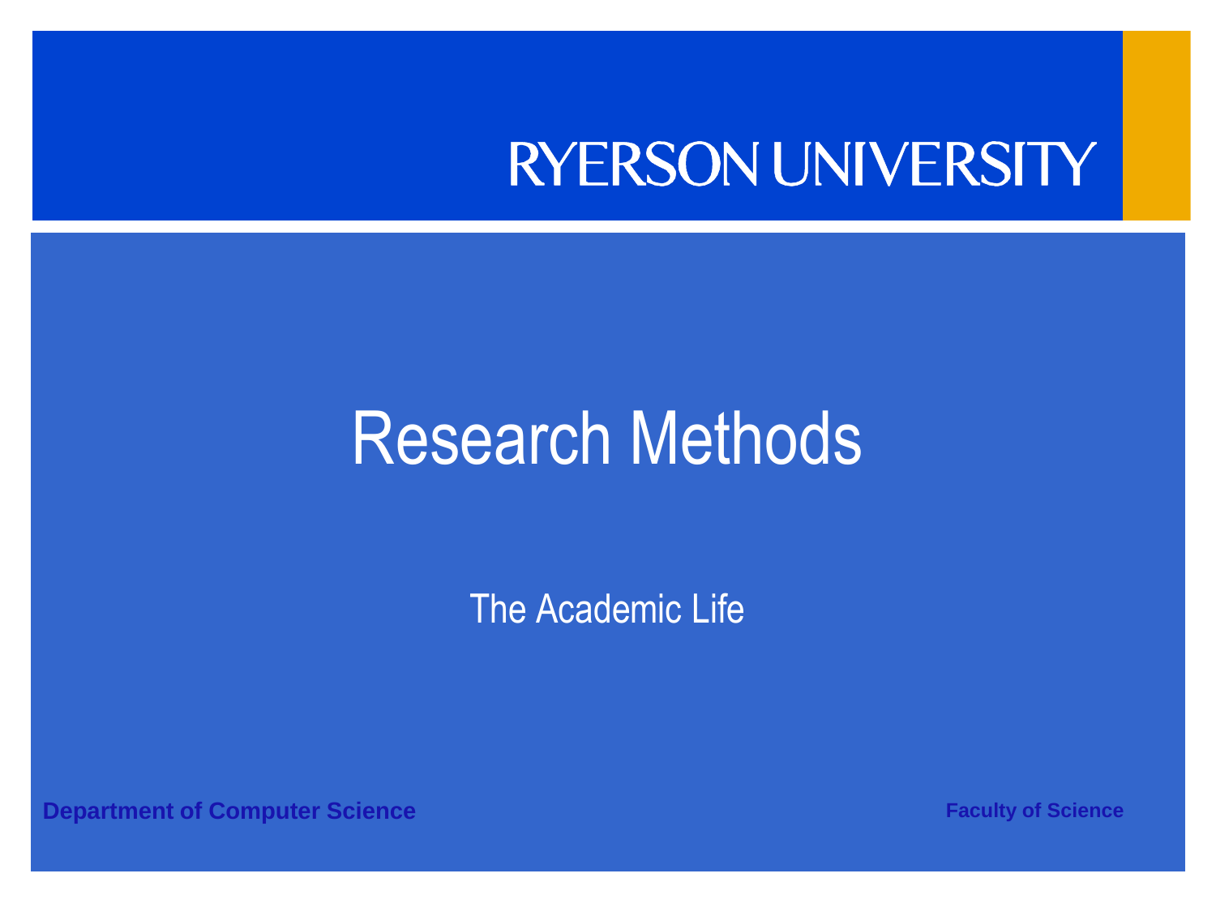RYERSON UNIVERSITY

# Research Methods

The Academic Life

**Department of Computer Science**

**Faculty of Science**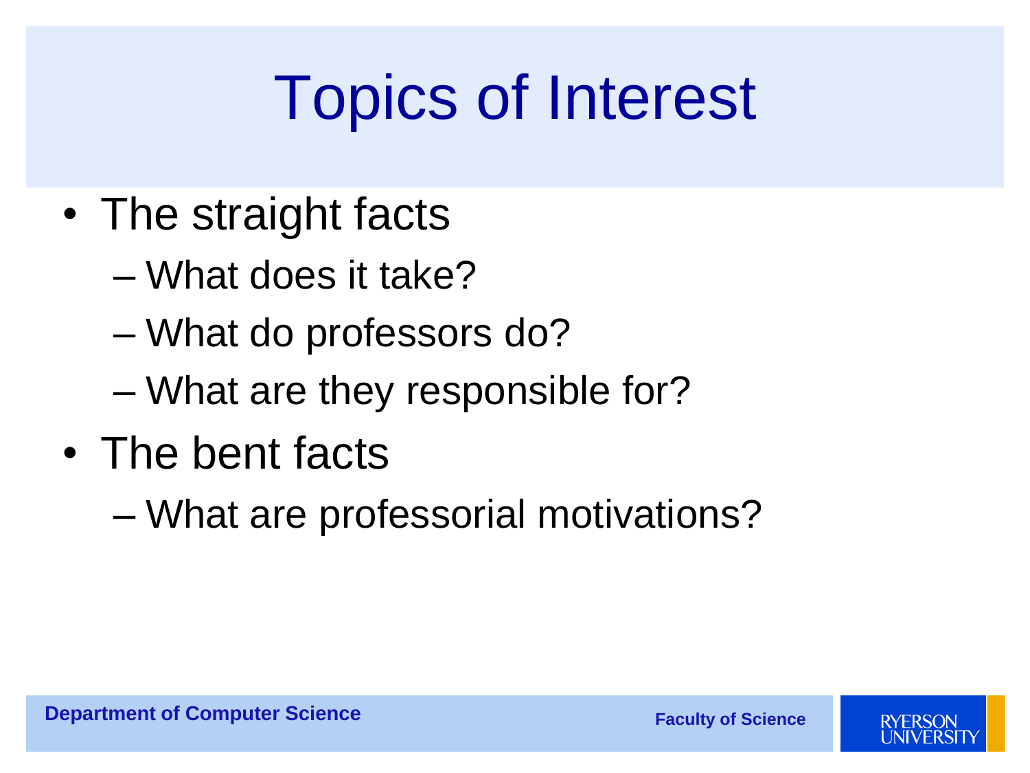# Topics of Interest

- The straight facts
  - What does it take?
  - What do professors do?
  - What are they responsible for?
- The bent facts
  - What are professorial motivations?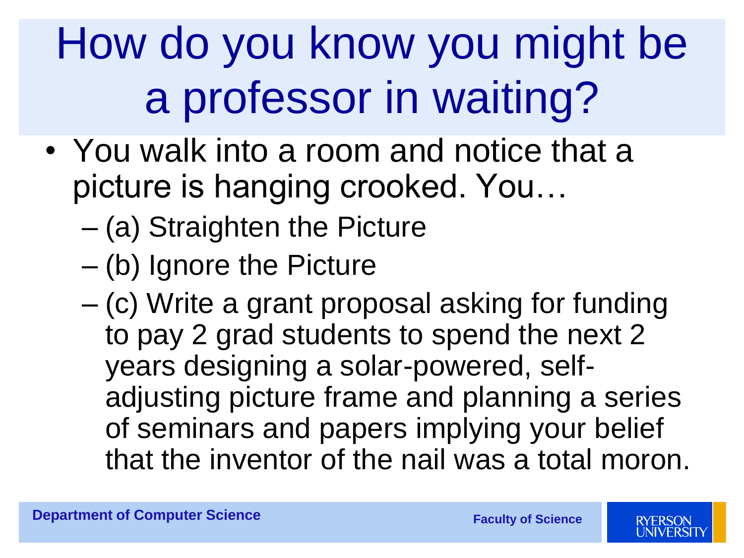# How do you know you might be a professor in waiting?

- You walk into a room and notice that a picture is hanging crooked. You…
  - (a) Straighten the Picture
  - (b) Ignore the Picture
  - (c) Write a grant proposal asking for funding to pay 2 grad students to spend the next 2 years designing a solar-powered, self-adjusting picture frame and planning a series of seminars and papers implying your belief that the inventor of the nail was a total moron.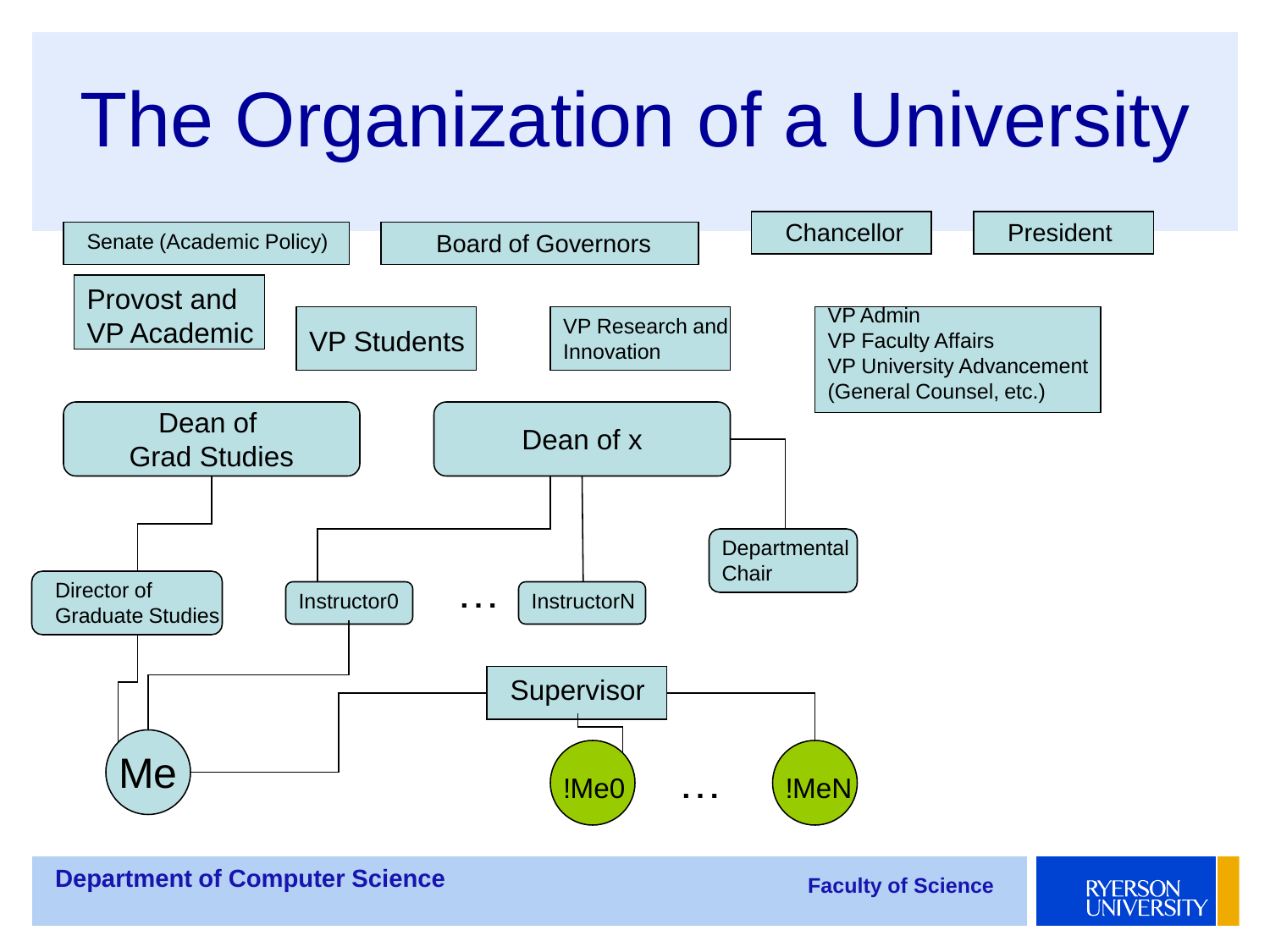# The Organization of a University

- Senate (Academic Policy)
- Board of Governors
- Chancellor
- President
- Provost and VP Academic
- VP Students
- VP Research and Innovation
- VP Admin
  VP Faculty Affairs
  VP University Advancement
  (General Counsel, etc.)
- Dean of Grad Studies
- Dean of x
- Departmental Chair
- Director of Graduate Studies
- Instructor0 … InstructorN
- Supervisor
- Me
- !Me0 … !MeN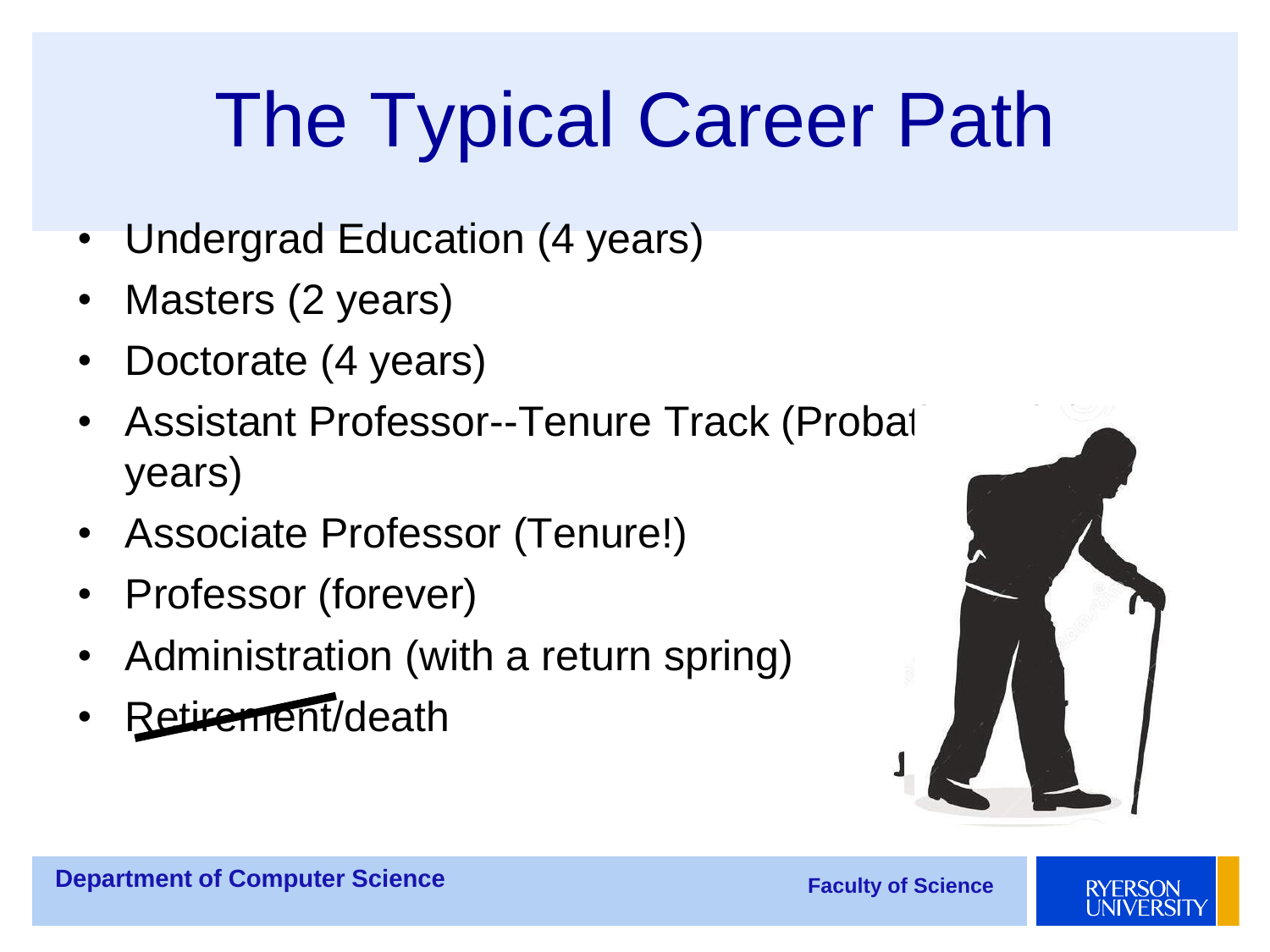# The Typical Career Path

- Undergrad Education (4 years)
- Masters (2 years)
- Doctorate (4 years)
- Assistant Professor--Tenure Track (Probat years)
- Associate Professor (Tenure!)
- Professor (forever)
- Administration (with a return spring)
- ~~Retirement~~/death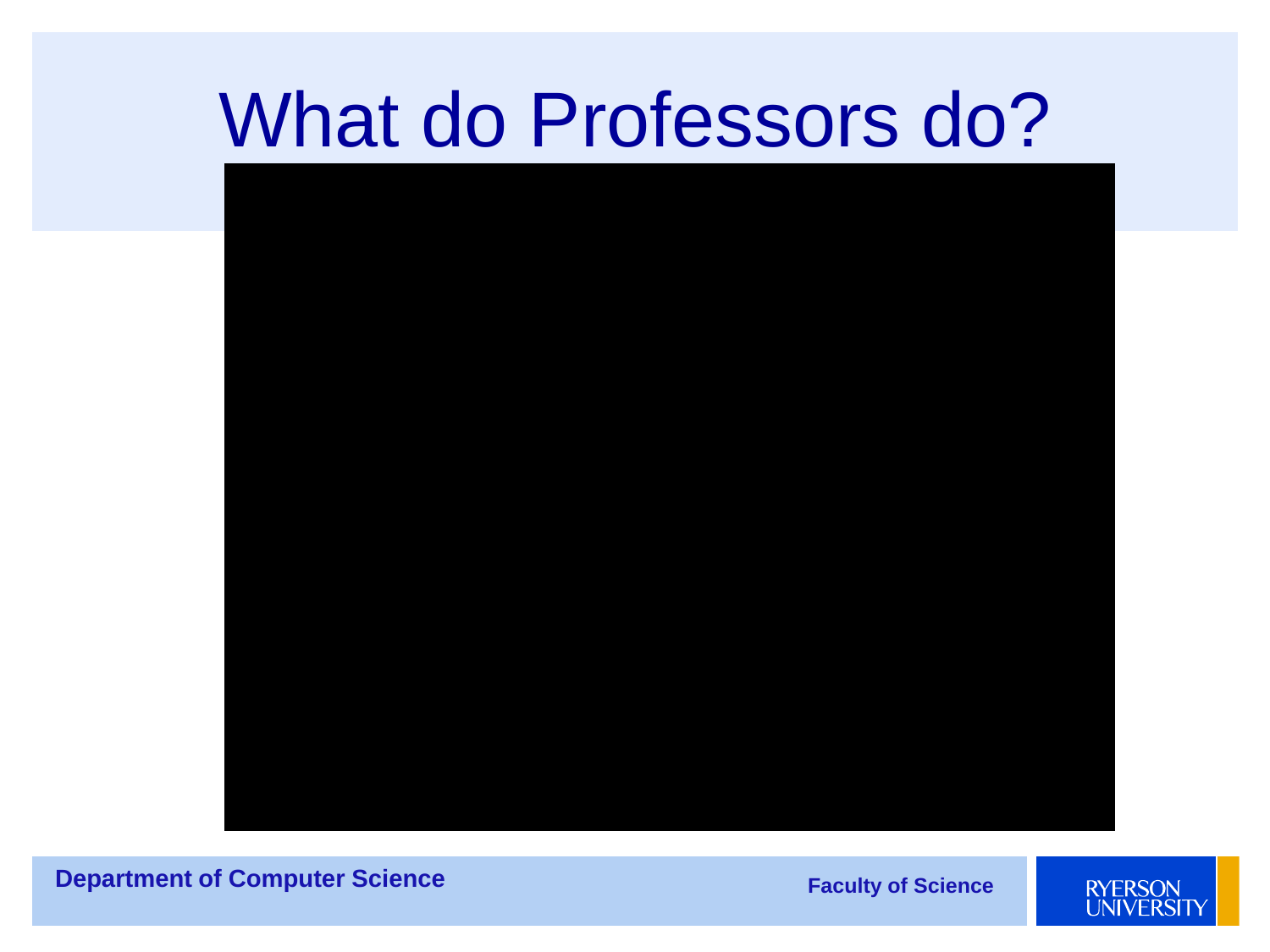# What do Professors do?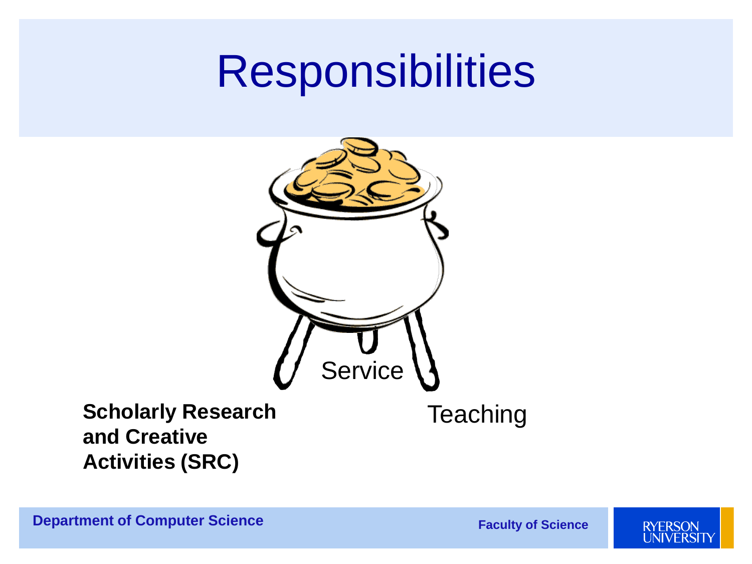# Responsibilities

Service

**Scholarly Research and Creative Activities (SRC)**

Teaching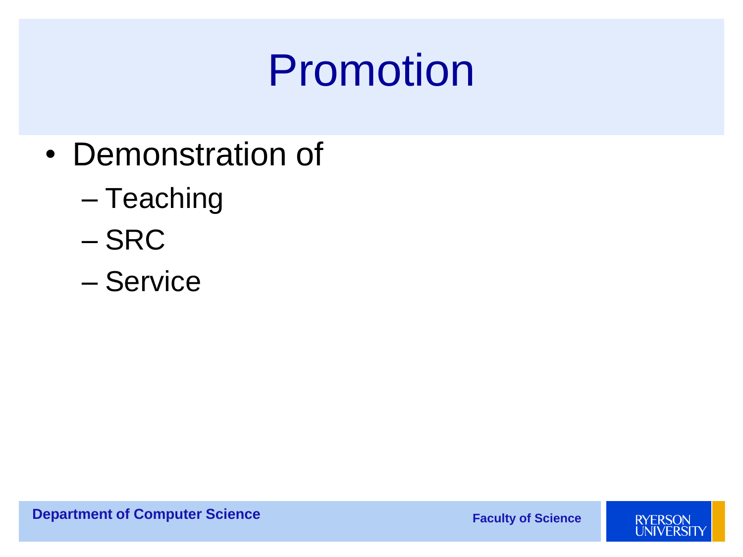# Promotion

- Demonstration of
  - Teaching
  - SRC
  - Service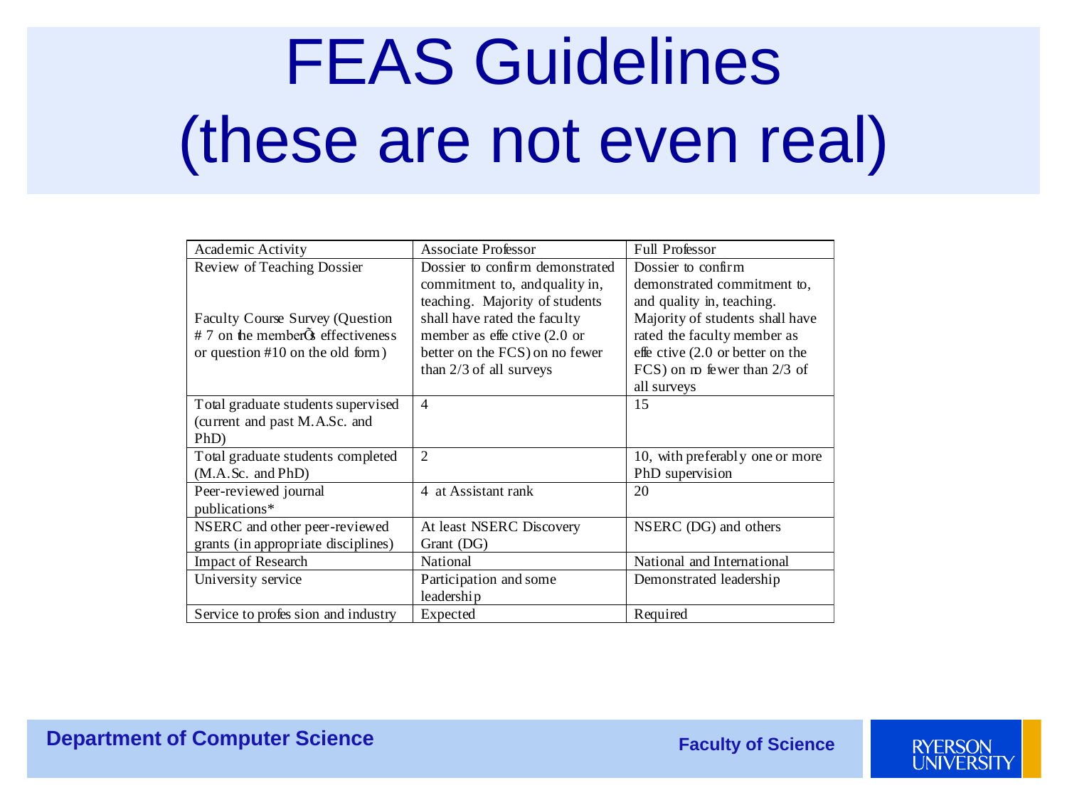# FEAS Guidelines (these are not even real)

| Academic Activity | Associate Professor | Full Professor |
|---|---|---|
| Review of Teaching Dossier<br><br>Faculty Course Survey (Question # 7 on the memberÕs effectiveness or question #10 on the old form) | Dossier to confirm demonstrated commitment to, and quality in, teaching. Majority of students shall have rated the faculty member as effective (2.0 or better on the FCS) on no fewer than 2/3 of all surveys | Dossier to confirm demonstrated commitment to, and quality in, teaching. Majority of students shall have rated the faculty member as effective (2.0 or better on the FCS) on no fewer than 2/3 of all surveys |
| Total graduate students supervised (current and past M.A.Sc. and PhD) | 4 | 15 |
| Total graduate students completed (M.A.Sc. and PhD) | 2 | 10, with preferably one or more PhD supervision |
| Peer-reviewed journal publications* | 4 at Assistant rank | 20 |
| NSERC and other peer-reviewed grants (in appropriate disciplines) | At least NSERC Discovery Grant (DG) | NSERC (DG) and others |
| Impact of Research | National | National and International |
| University service | Participation and some leadership | Demonstrated leadership |
| Service to profession and industry | Expected | Required |

**Department of Computer Science**

**Faculty of Science**

RYERSON UNIVERSITY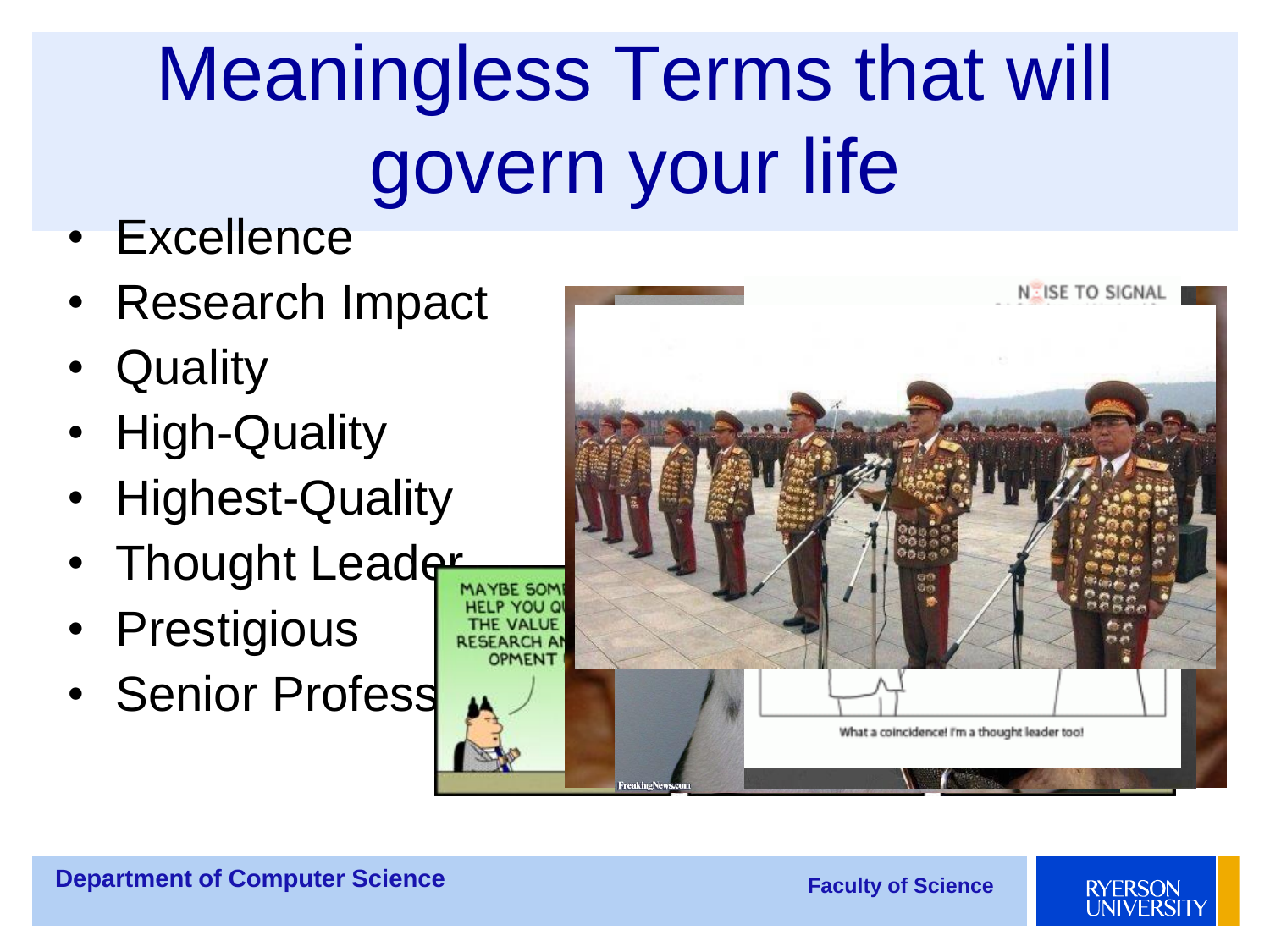# Meaningless Terms that will govern your life

- Excellence
- Research Impact
- Quality
- High-Quality
- Highest-Quality
- Thought Leader
- Prestigious
- Senior Profess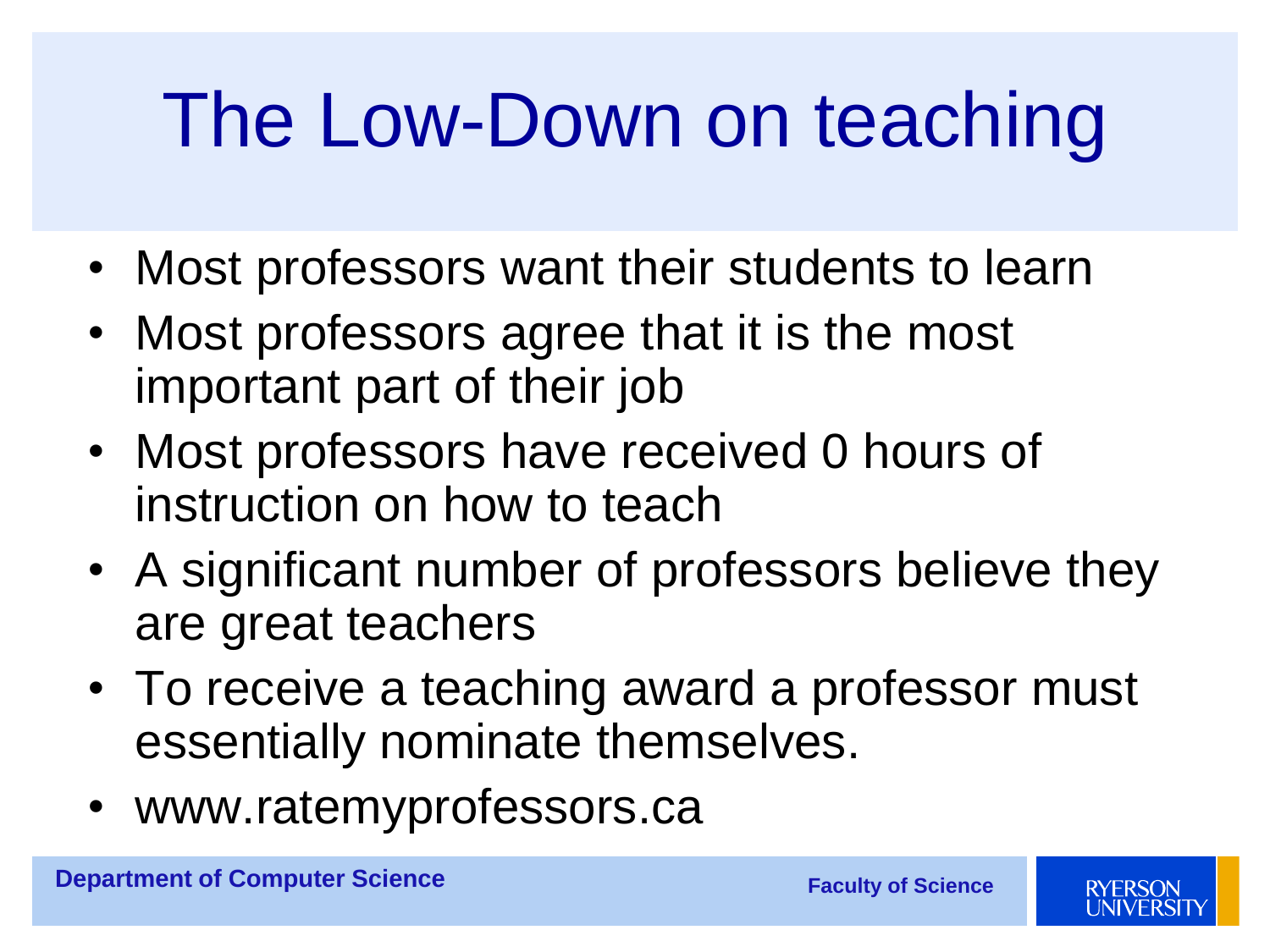# The Low-Down on teaching

- Most professors want their students to learn
- Most professors agree that it is the most important part of their job
- Most professors have received 0 hours of instruction on how to teach
- A significant number of professors believe they are great teachers
- To receive a teaching award a professor must essentially nominate themselves.
- www.ratemyprofessors.ca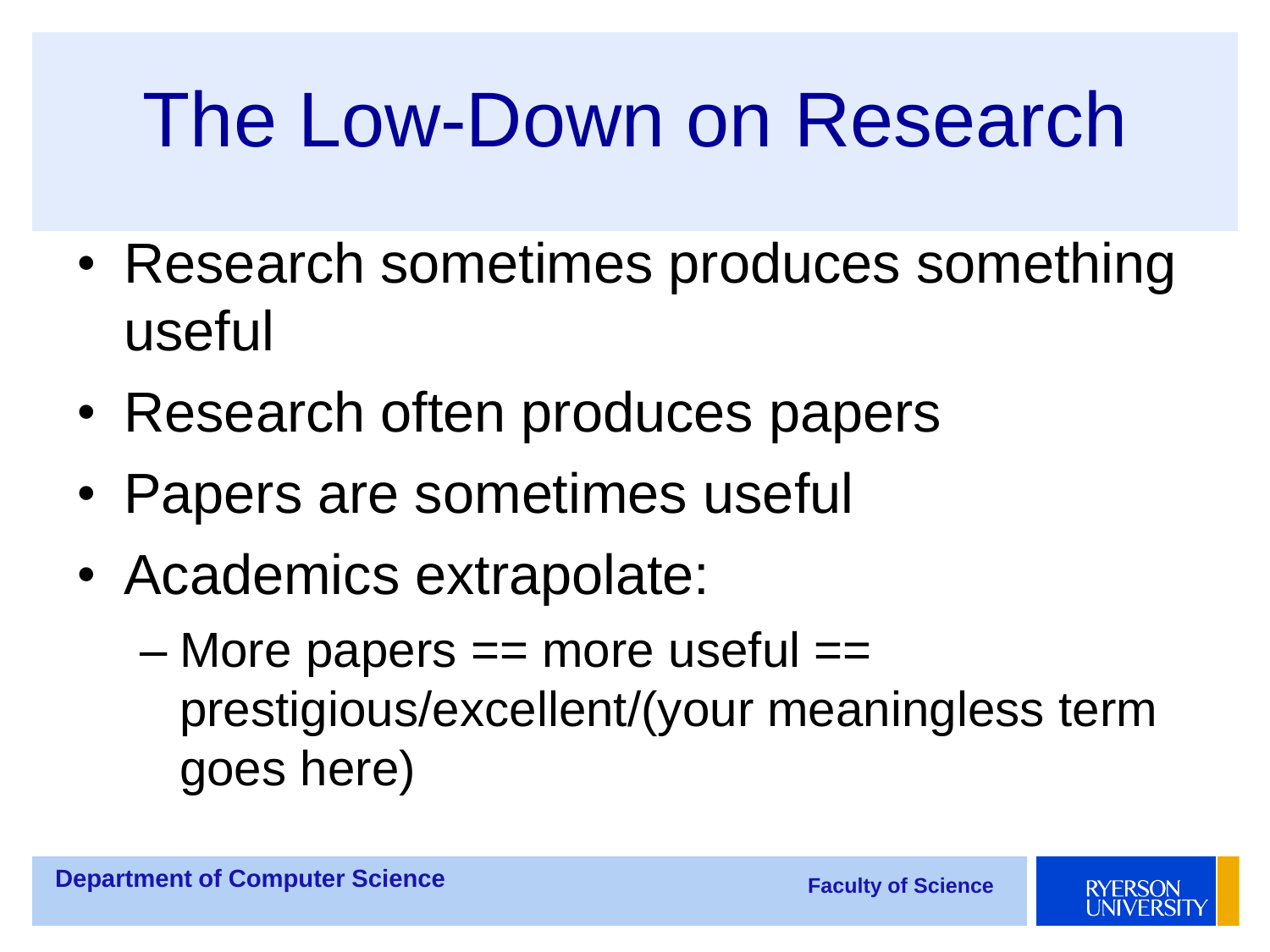# The Low-Down on Research

- Research sometimes produces something useful
- Research often produces papers
- Papers are sometimes useful
- Academics extrapolate:
  - More papers == more useful == prestigious/excellent/(your meaningless term goes here)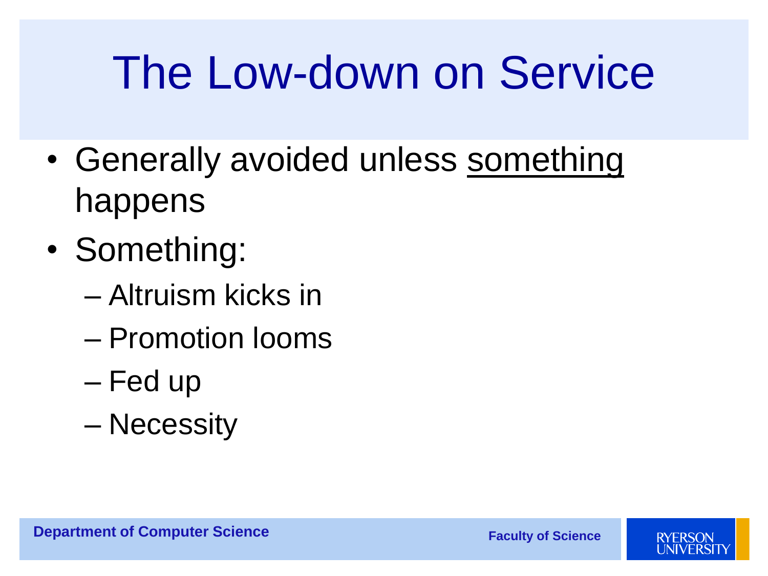# The Low-down on Service

- Generally avoided unless something happens
- Something:
  - Altruism kicks in
  - Promotion looms
  - Fed up
  - Necessity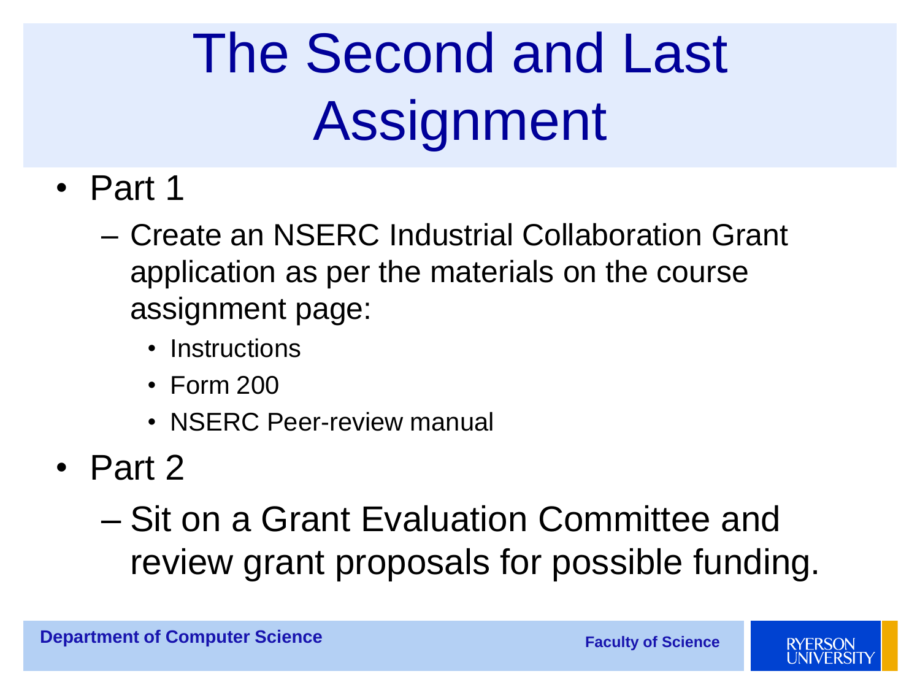# The Second and Last Assignment

- Part 1
  - Create an NSERC Industrial Collaboration Grant application as per the materials on the course assignment page:
    - Instructions
    - Form 200
    - NSERC Peer-review manual
- Part 2
  - Sit on a Grant Evaluation Committee and review grant proposals for possible funding.